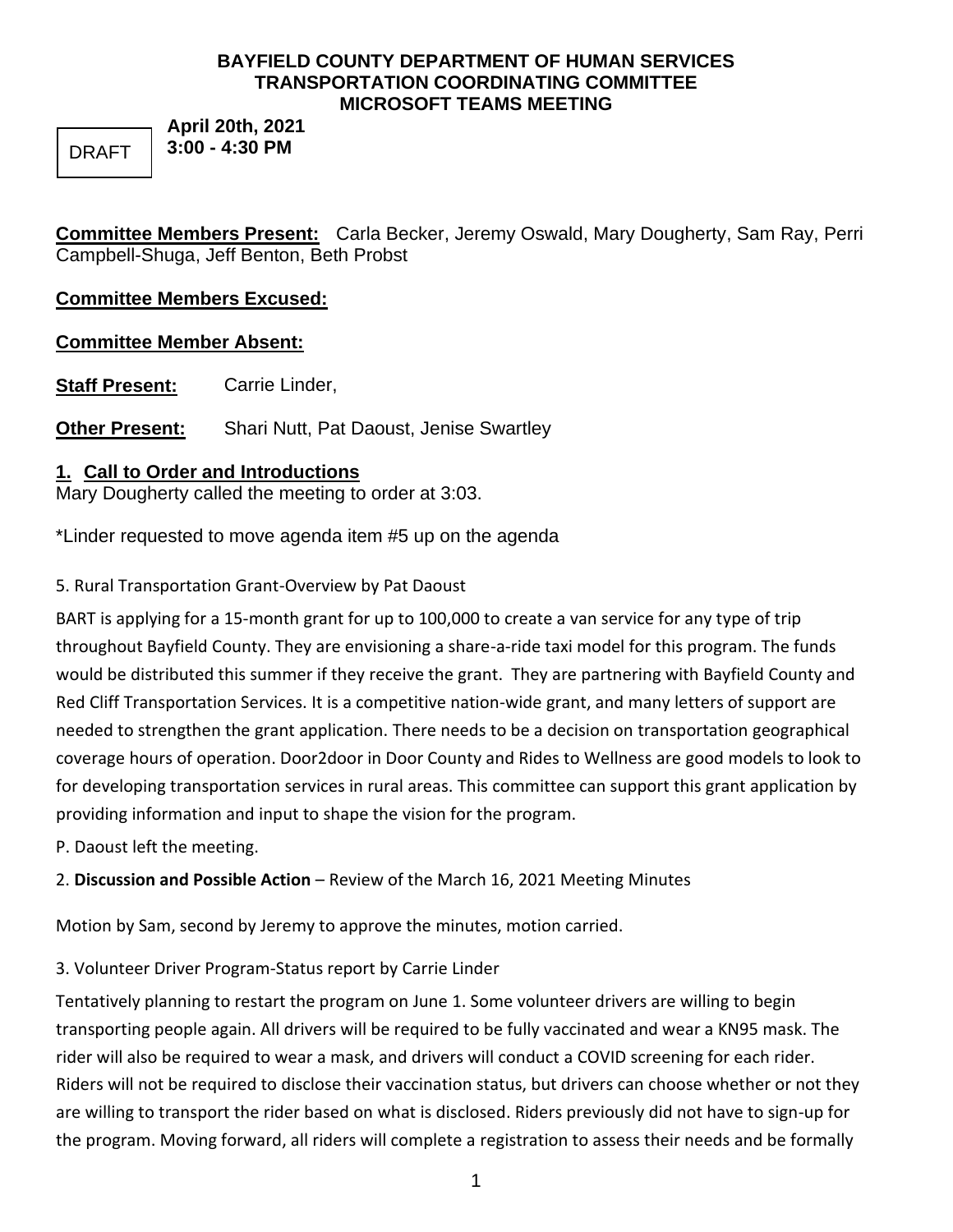**BAYFIELD COUNTY DEPARTMENT OF HUMAN SERVICES**
**TRANSPORTATION COORDINATING COMMITTEE**
**MICROSOFT TEAMS MEETING**

DRAFT

**April 20th, 2021**
**3:00 - 4:30 PM**

**Committee Members Present:** Carla Becker, Jeremy Oswald, Mary Dougherty, Sam Ray, Perri Campbell-Shuga, Jeff Benton, Beth Probst

**Committee Members Excused:**

**Committee Member Absent:**

**Staff Present:** Carrie Linder,

**Other Present:** Shari Nutt, Pat Daoust, Jenise Swartley

## 1. Call to Order and Introductions

Mary Dougherty called the meeting to order at 3:03.

*Linder requested to move agenda item #5 up on the agenda

5. Rural Transportation Grant-Overview by Pat Daoust

BART is applying for a 15-month grant for up to 100,000 to create a van service for any type of trip throughout Bayfield County. They are envisioning a share-a-ride taxi model for this program. The funds would be distributed this summer if they receive the grant. They are partnering with Bayfield County and Red Cliff Transportation Services. It is a competitive nation-wide grant, and many letters of support are needed to strengthen the grant application. There needs to be a decision on transportation geographical coverage hours of operation. Door2door in Door County and Rides to Wellness are good models to look to for developing transportation services in rural areas. This committee can support this grant application by providing information and input to shape the vision for the program.

P. Daoust left the meeting.

2. **Discussion and Possible Action** – Review of the March 16, 2021 Meeting Minutes

Motion by Sam, second by Jeremy to approve the minutes, motion carried.

3. Volunteer Driver Program-Status report by Carrie Linder

Tentatively planning to restart the program on June 1. Some volunteer drivers are willing to begin transporting people again. All drivers will be required to be fully vaccinated and wear a KN95 mask. The rider will also be required to wear a mask, and drivers will conduct a COVID screening for each rider. Riders will not be required to disclose their vaccination status, but drivers can choose whether or not they are willing to transport the rider based on what is disclosed. Riders previously did not have to sign-up for the program. Moving forward, all riders will complete a registration to assess their needs and be formally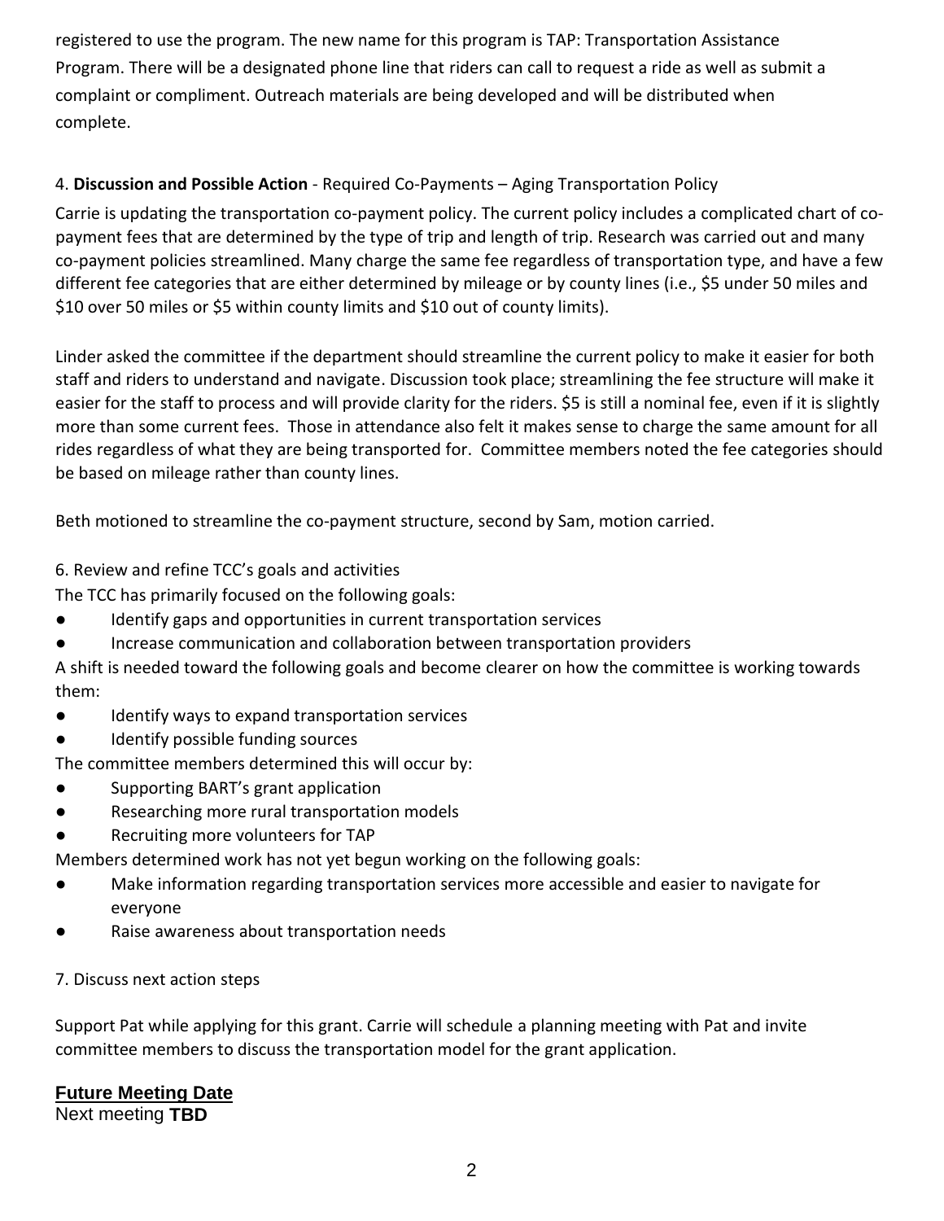registered to use the program. The new name for this program is TAP: Transportation Assistance Program. There will be a designated phone line that riders can call to request a ride as well as submit a complaint or compliment. Outreach materials are being developed and will be distributed when complete.

4. **Discussion and Possible Action** - Required Co-Payments – Aging Transportation Policy

Carrie is updating the transportation co-payment policy. The current policy includes a complicated chart of co-payment fees that are determined by the type of trip and length of trip. Research was carried out and many co-payment policies streamlined. Many charge the same fee regardless of transportation type, and have a few different fee categories that are either determined by mileage or by county lines (i.e., $5 under 50 miles and $10 over 50 miles or $5 within county limits and $10 out of county limits).

Linder asked the committee if the department should streamline the current policy to make it easier for both staff and riders to understand and navigate. Discussion took place; streamlining the fee structure will make it easier for the staff to process and will provide clarity for the riders. $5 is still a nominal fee, even if it is slightly more than some current fees. Those in attendance also felt it makes sense to charge the same amount for all rides regardless of what they are being transported for. Committee members noted the fee categories should be based on mileage rather than county lines.

Beth motioned to streamline the co-payment structure, second by Sam, motion carried.

6. Review and refine TCC's goals and activities

The TCC has primarily focused on the following goals:

- Identify gaps and opportunities in current transportation services
- Increase communication and collaboration between transportation providers

A shift is needed toward the following goals and become clearer on how the committee is working towards them:

- Identify ways to expand transportation services
- Identify possible funding sources

The committee members determined this will occur by:

- Supporting BART's grant application
- Researching more rural transportation models
- Recruiting more volunteers for TAP

Members determined work has not yet begun working on the following goals:

- Make information regarding transportation services more accessible and easier to navigate for everyone
- Raise awareness about transportation needs

7. Discuss next action steps

Support Pat while applying for this grant. Carrie will schedule a planning meeting with Pat and invite committee members to discuss the transportation model for the grant application.

## Future Meeting Date

Next meeting **TBD**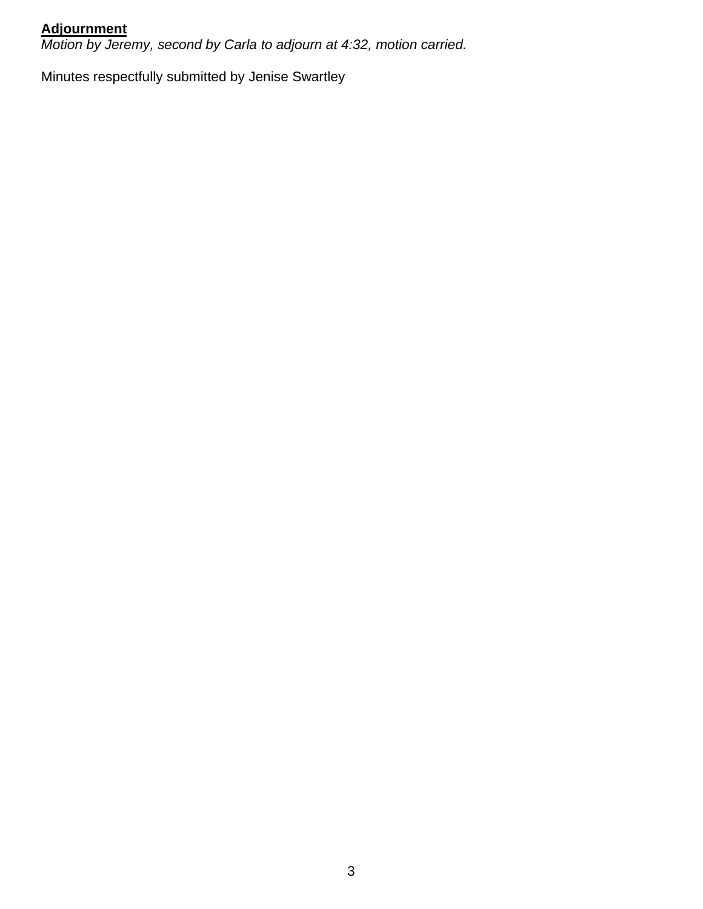**Adjournment**
*Motion by Jeremy, second by Carla to adjourn at 4:32, motion carried.*

Minutes respectfully submitted by Jenise Swartley